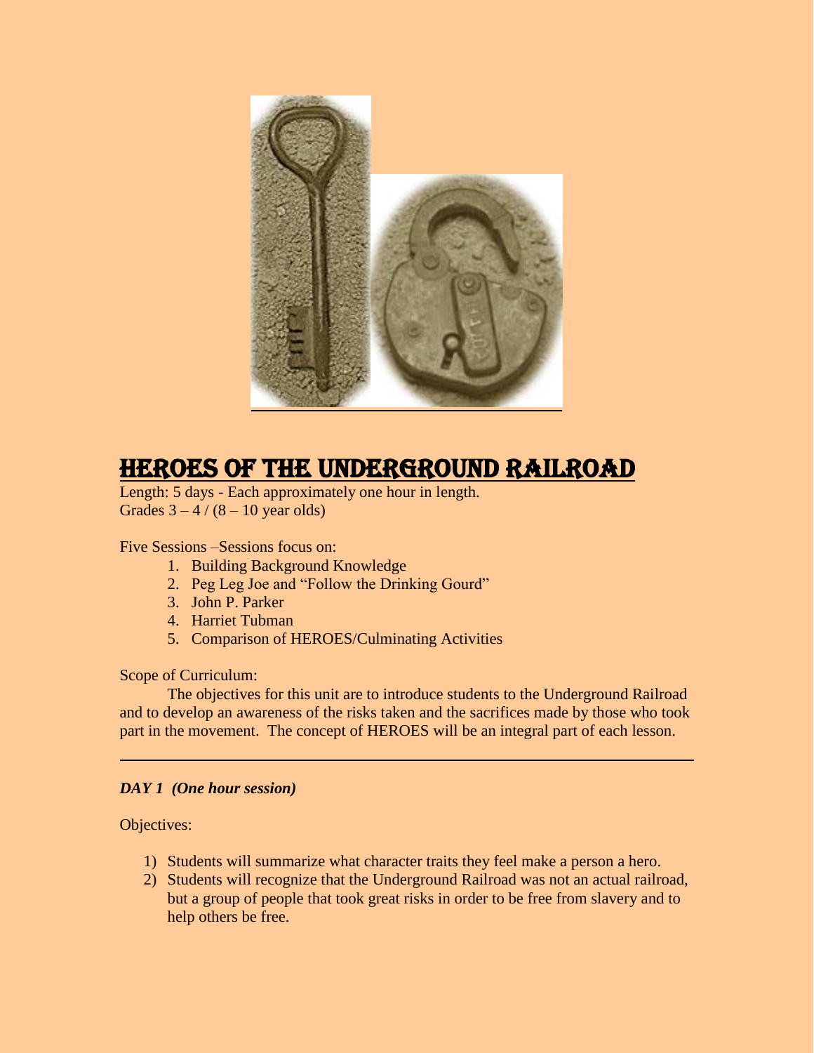# HEROES OF THE UNDERGROUND RAILROAD

Length: 5 days - Each approximately one hour in length.
Grades 3 – 4 / (8 – 10 year olds)

Five Sessions –Sessions focus on:

1. Building Background Knowledge
2. Peg Leg Joe and "Follow the Drinking Gourd"
3. John P. Parker
4. Harriet Tubman
5. Comparison of HEROES/Culminating Activities

Scope of Curriculum:

The objectives for this unit are to introduce students to the Underground Railroad and to develop an awareness of the risks taken and the sacrifices made by those who took part in the movement. The concept of HEROES will be an integral part of each lesson.

---

***DAY 1 (One hour session)***

Objectives:

1) Students will summarize what character traits they feel make a person a hero.
2) Students will recognize that the Underground Railroad was not an actual railroad, but a group of people that took great risks in order to be free from slavery and to help others be free.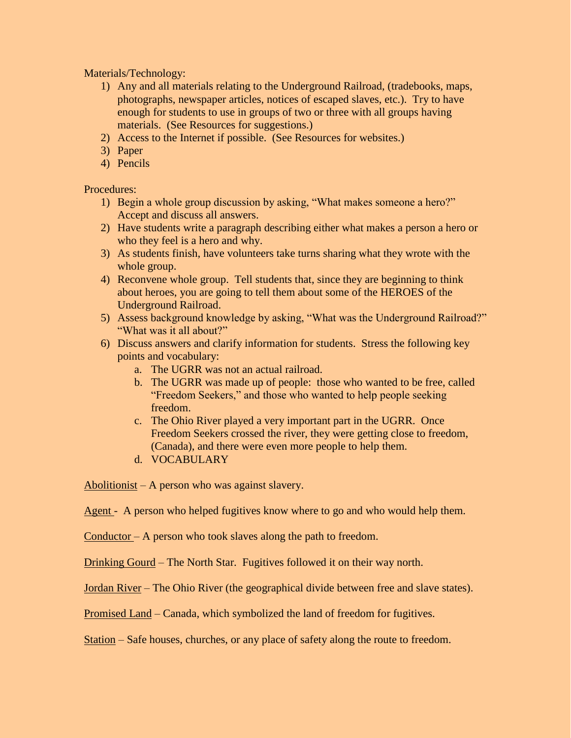Materials/Technology:

1) Any and all materials relating to the Underground Railroad, (tradebooks, maps, photographs, newspaper articles, notices of escaped slaves, etc.). Try to have enough for students to use in groups of two or three with all groups having materials. (See Resources for suggestions.)
2) Access to the Internet if possible. (See Resources for websites.)
3) Paper
4) Pencils

Procedures:

1) Begin a whole group discussion by asking, "What makes someone a hero?" Accept and discuss all answers.
2) Have students write a paragraph describing either what makes a person a hero or who they feel is a hero and why.
3) As students finish, have volunteers take turns sharing what they wrote with the whole group.
4) Reconvene whole group. Tell students that, since they are beginning to think about heroes, you are going to tell them about some of the HEROES of the Underground Railroad.
5) Assess background knowledge by asking, "What was the Underground Railroad?" "What was it all about?"
6) Discuss answers and clarify information for students. Stress the following key points and vocabulary:
   a. The UGRR was not an actual railroad.
   b. The UGRR was made up of people: those who wanted to be free, called "Freedom Seekers," and those who wanted to help people seeking freedom.
   c. The Ohio River played a very important part in the UGRR. Once Freedom Seekers crossed the river, they were getting close to freedom, (Canada), and there were even more people to help them.
   d. VOCABULARY

<u>Abolitionist</u> – A person who was against slavery.

<u>Agent</u> - A person who helped fugitives know where to go and who would help them.

<u>Conductor</u> – A person who took slaves along the path to freedom.

<u>Drinking Gourd</u> – The North Star. Fugitives followed it on their way north.

<u>Jordan River</u> – The Ohio River (the geographical divide between free and slave states).

<u>Promised Land</u> – Canada, which symbolized the land of freedom for fugitives.

<u>Station</u> – Safe houses, churches, or any place of safety along the route to freedom.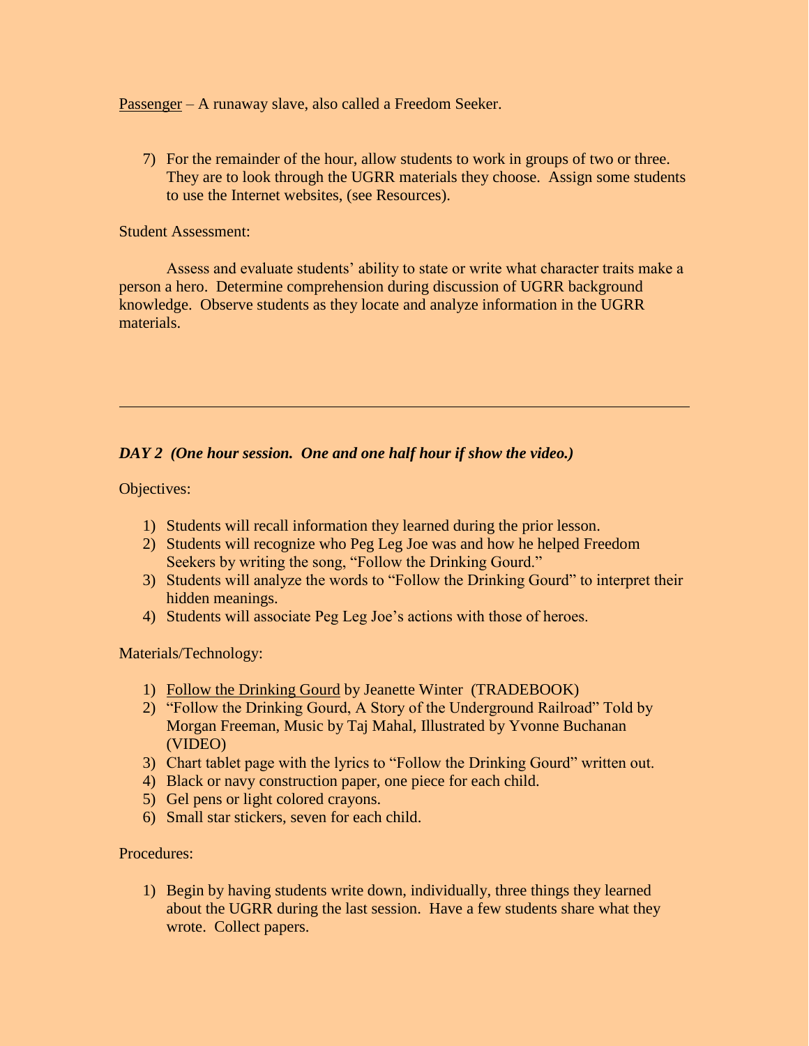Passenger – A runaway slave, also called a Freedom Seeker.

7) For the remainder of the hour, allow students to work in groups of two or three. They are to look through the UGRR materials they choose. Assign some students to use the Internet websites, (see Resources).

Student Assessment:

Assess and evaluate students' ability to state or write what character traits make a person a hero. Determine comprehension during discussion of UGRR background knowledge. Observe students as they locate and analyze information in the UGRR materials.

---

***DAY 2 (One hour session. One and one half hour if show the video.)***

Objectives:

1) Students will recall information they learned during the prior lesson.
2) Students will recognize who Peg Leg Joe was and how he helped Freedom Seekers by writing the song, "Follow the Drinking Gourd."
3) Students will analyze the words to "Follow the Drinking Gourd" to interpret their hidden meanings.
4) Students will associate Peg Leg Joe's actions with those of heroes.

Materials/Technology:

1) Follow the Drinking Gourd by Jeanette Winter (TRADEBOOK)
2) "Follow the Drinking Gourd, A Story of the Underground Railroad" Told by Morgan Freeman, Music by Taj Mahal, Illustrated by Yvonne Buchanan (VIDEO)
3) Chart tablet page with the lyrics to "Follow the Drinking Gourd" written out.
4) Black or navy construction paper, one piece for each child.
5) Gel pens or light colored crayons.
6) Small star stickers, seven for each child.

Procedures:

1) Begin by having students write down, individually, three things they learned about the UGRR during the last session. Have a few students share what they wrote. Collect papers.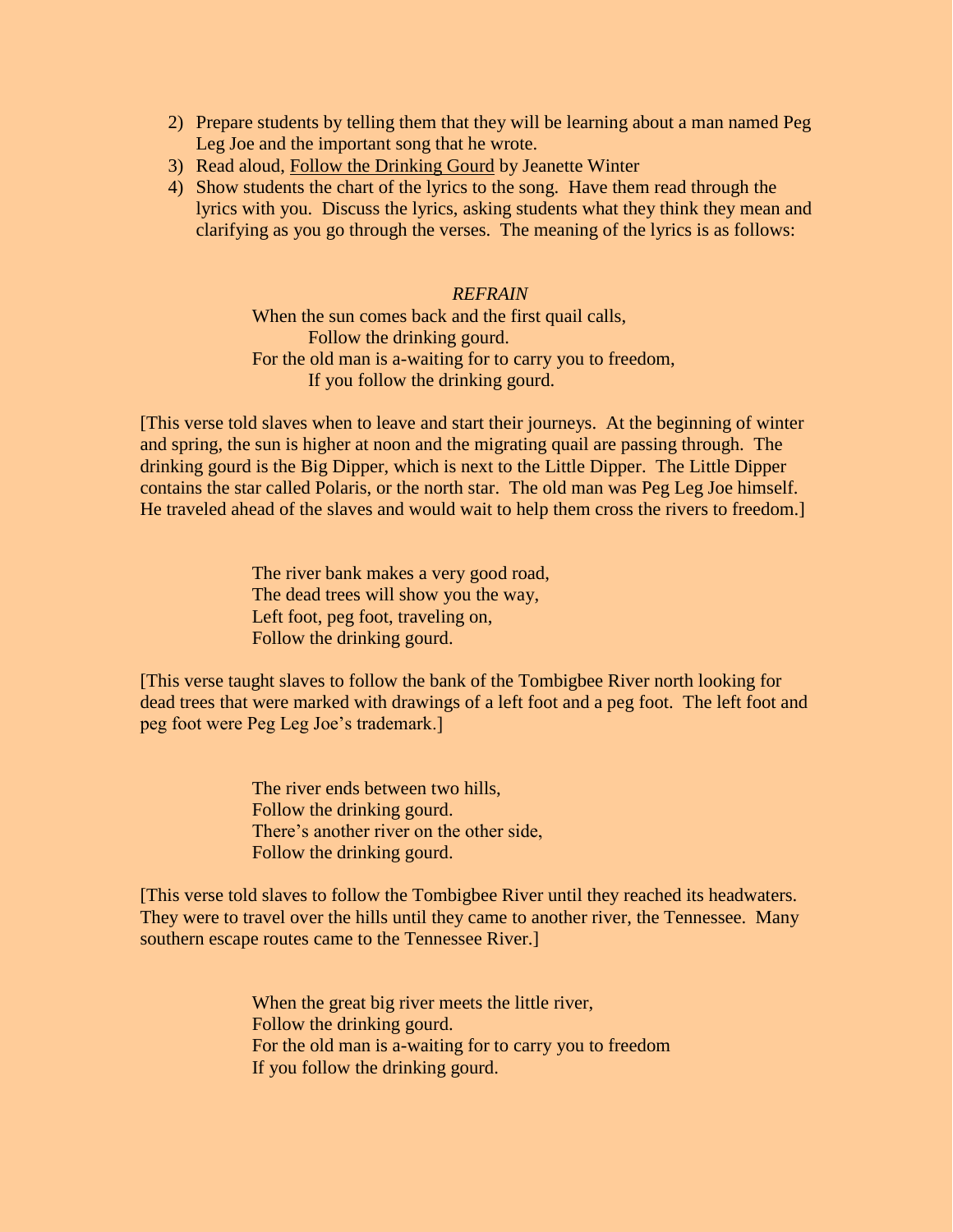2) Prepare students by telling them that they will be learning about a man named Peg Leg Joe and the important song that he wrote.
3) Read aloud, Follow the Drinking Gourd by Jeanette Winter
4) Show students the chart of the lyrics to the song. Have them read through the lyrics with you. Discuss the lyrics, asking students what they think they mean and clarifying as you go through the verses. The meaning of the lyrics is as follows:

*REFRAIN*

When the sun comes back and the first quail calls,  
Follow the drinking gourd.  
For the old man is a-waiting for to carry you to freedom,  
If you follow the drinking gourd.

[This verse told slaves when to leave and start their journeys. At the beginning of winter and spring, the sun is higher at noon and the migrating quail are passing through. The drinking gourd is the Big Dipper, which is next to the Little Dipper. The Little Dipper contains the star called Polaris, or the north star. The old man was Peg Leg Joe himself. He traveled ahead of the slaves and would wait to help them cross the rivers to freedom.]

The river bank makes a very good road,  
The dead trees will show you the way,  
Left foot, peg foot, traveling on,  
Follow the drinking gourd.

[This verse taught slaves to follow the bank of the Tombigbee River north looking for dead trees that were marked with drawings of a left foot and a peg foot. The left foot and peg foot were Peg Leg Joe's trademark.]

The river ends between two hills,  
Follow the drinking gourd.  
There's another river on the other side,  
Follow the drinking gourd.

[This verse told slaves to follow the Tombigbee River until they reached its headwaters. They were to travel over the hills until they came to another river, the Tennessee. Many southern escape routes came to the Tennessee River.]

When the great big river meets the little river,  
Follow the drinking gourd.  
For the old man is a-waiting for to carry you to freedom  
If you follow the drinking gourd.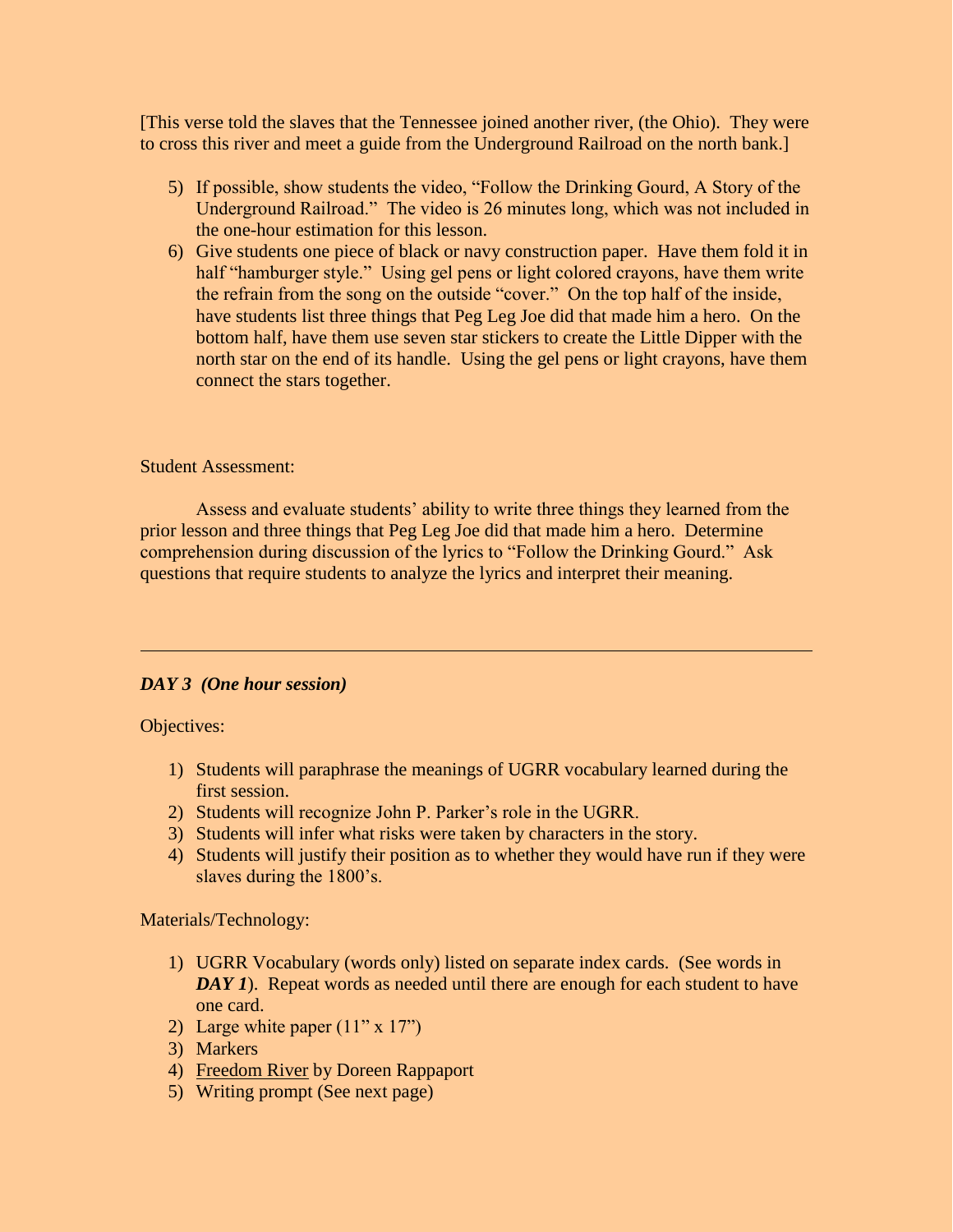[This verse told the slaves that the Tennessee joined another river, (the Ohio). They were to cross this river and meet a guide from the Underground Railroad on the north bank.]

5) If possible, show students the video, "Follow the Drinking Gourd, A Story of the Underground Railroad." The video is 26 minutes long, which was not included in the one-hour estimation for this lesson.
6) Give students one piece of black or navy construction paper. Have them fold it in half "hamburger style." Using gel pens or light colored crayons, have them write the refrain from the song on the outside "cover." On the top half of the inside, have students list three things that Peg Leg Joe did that made him a hero. On the bottom half, have them use seven star stickers to create the Little Dipper with the north star on the end of its handle. Using the gel pens or light crayons, have them connect the stars together.

Student Assessment:

Assess and evaluate students' ability to write three things they learned from the prior lesson and three things that Peg Leg Joe did that made him a hero. Determine comprehension during discussion of the lyrics to "Follow the Drinking Gourd." Ask questions that require students to analyze the lyrics and interpret their meaning.

---

***DAY 3 (One hour session)***

Objectives:

1) Students will paraphrase the meanings of UGRR vocabulary learned during the first session.
2) Students will recognize John P. Parker's role in the UGRR.
3) Students will infer what risks were taken by characters in the story.
4) Students will justify their position as to whether they would have run if they were slaves during the 1800's.

Materials/Technology:

1) UGRR Vocabulary (words only) listed on separate index cards. (See words in ***DAY 1***). Repeat words as needed until there are enough for each student to have one card.
2) Large white paper (11" x 17")
3) Markers
4) Freedom River by Doreen Rappaport
5) Writing prompt (See next page)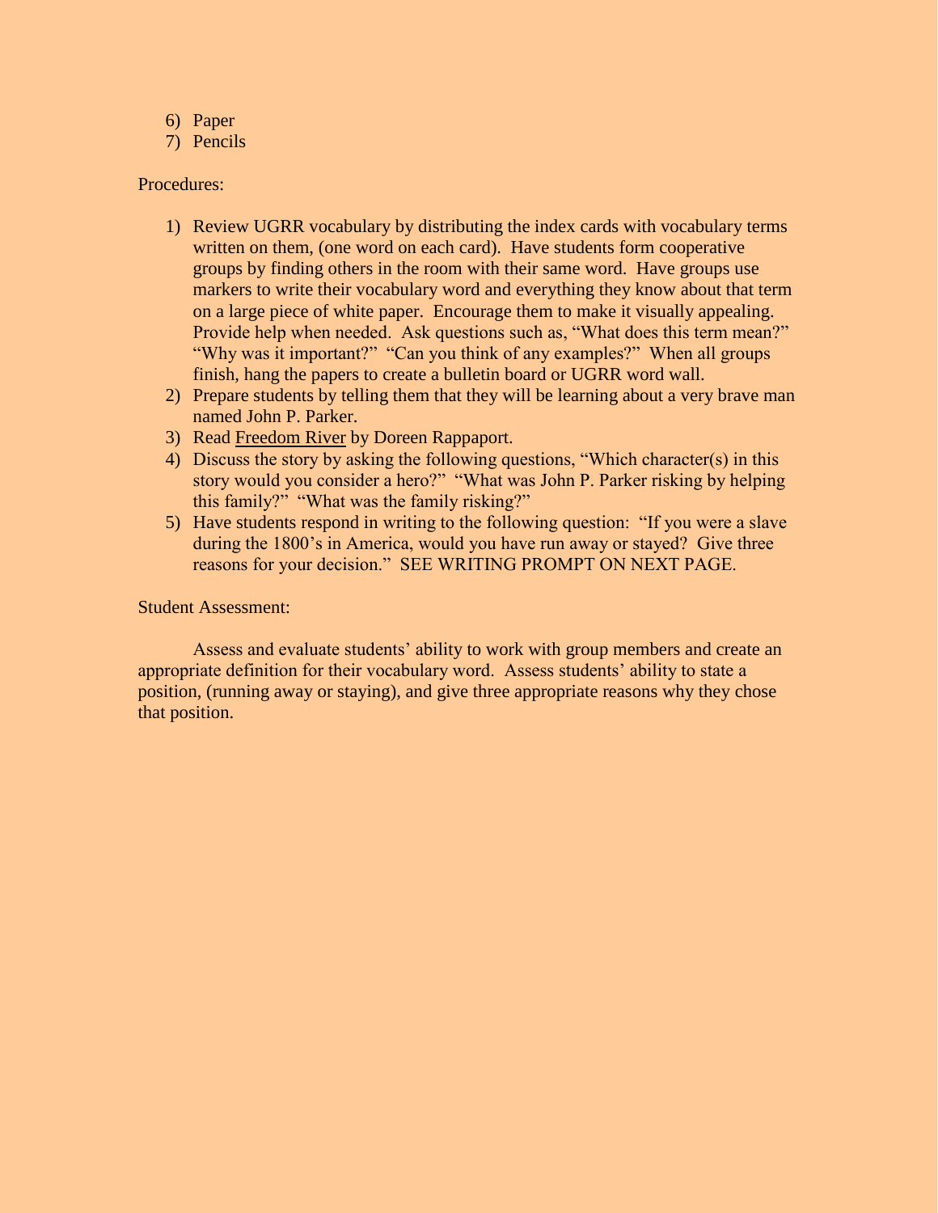6) Paper
7) Pencils

Procedures:

1) Review UGRR vocabulary by distributing the index cards with vocabulary terms written on them, (one word on each card). Have students form cooperative groups by finding others in the room with their same word. Have groups use markers to write their vocabulary word and everything they know about that term on a large piece of white paper. Encourage them to make it visually appealing. Provide help when needed. Ask questions such as, "What does this term mean?" "Why was it important?" "Can you think of any examples?" When all groups finish, hang the papers to create a bulletin board or UGRR word wall.
2) Prepare students by telling them that they will be learning about a very brave man named John P. Parker.
3) Read <u>Freedom River</u> by Doreen Rappaport.
4) Discuss the story by asking the following questions, "Which character(s) in this story would you consider a hero?" "What was John P. Parker risking by helping this family?" "What was the family risking?"
5) Have students respond in writing to the following question: "If you were a slave during the 1800's in America, would you have run away or stayed? Give three reasons for your decision." SEE WRITING PROMPT ON NEXT PAGE.

Student Assessment:

Assess and evaluate students' ability to work with group members and create an appropriate definition for their vocabulary word. Assess students' ability to state a position, (running away or staying), and give three appropriate reasons why they chose that position.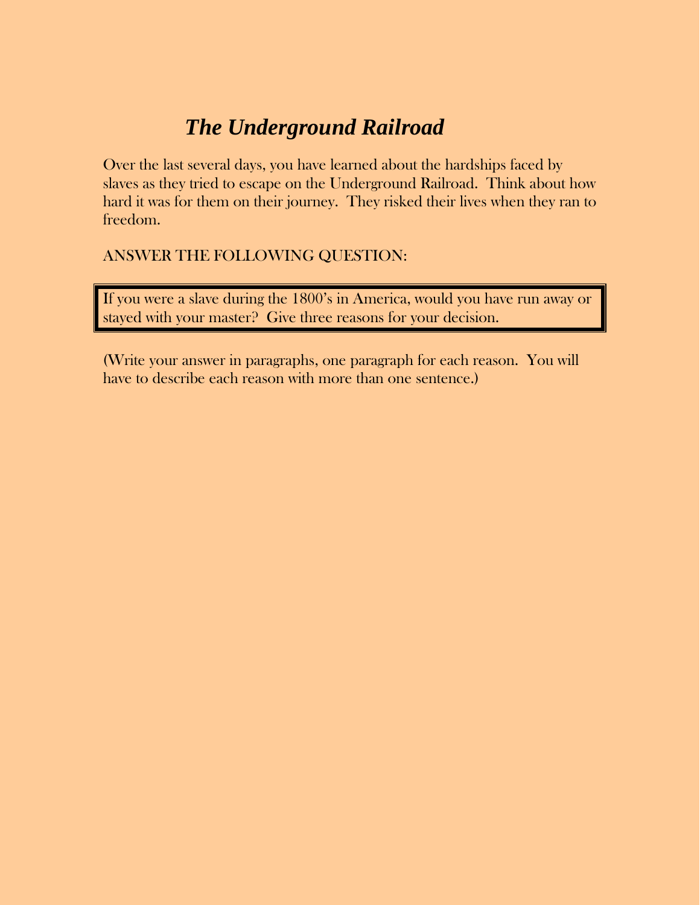# *The Underground Railroad*

Over the last several days, you have learned about the hardships faced by slaves as they tried to escape on the Underground Railroad. Think about how hard it was for them on their journey. They risked their lives when they ran to freedom.

ANSWER THE FOLLOWING QUESTION:

| If you were a slave during the 1800's in America, would you have run away or stayed with your master? Give three reasons for your decision. |
| --- |

(Write your answer in paragraphs, one paragraph for each reason. You will have to describe each reason with more than one sentence.)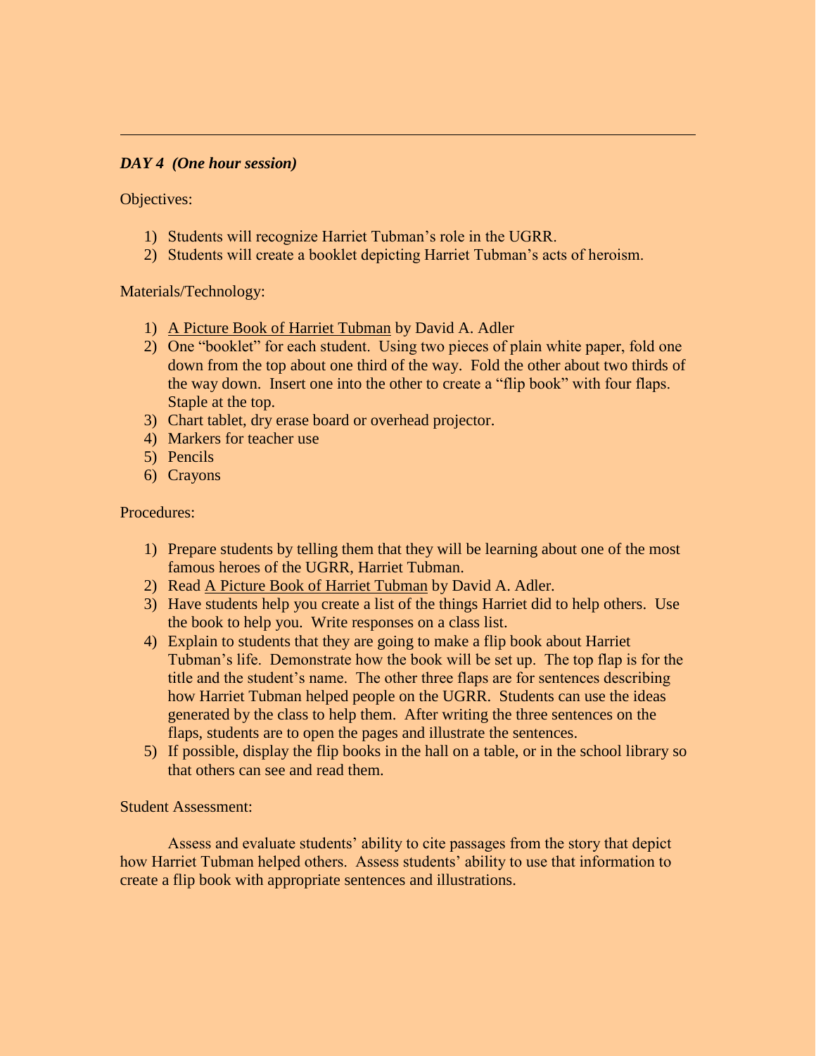---

***DAY 4 (One hour session)***

Objectives:

1) Students will recognize Harriet Tubman's role in the UGRR.
2) Students will create a booklet depicting Harriet Tubman's acts of heroism.

Materials/Technology:

1) <u>A Picture Book of Harriet Tubman</u> by David A. Adler
2) One "booklet" for each student. Using two pieces of plain white paper, fold one down from the top about one third of the way. Fold the other about two thirds of the way down. Insert one into the other to create a "flip book" with four flaps. Staple at the top.
3) Chart tablet, dry erase board or overhead projector.
4) Markers for teacher use
5) Pencils
6) Crayons

Procedures:

1) Prepare students by telling them that they will be learning about one of the most famous heroes of the UGRR, Harriet Tubman.
2) Read <u>A Picture Book of Harriet Tubman</u> by David A. Adler.
3) Have students help you create a list of the things Harriet did to help others. Use the book to help you. Write responses on a class list.
4) Explain to students that they are going to make a flip book about Harriet Tubman's life. Demonstrate how the book will be set up. The top flap is for the title and the student's name. The other three flaps are for sentences describing how Harriet Tubman helped people on the UGRR. Students can use the ideas generated by the class to help them. After writing the three sentences on the flaps, students are to open the pages and illustrate the sentences.
5) If possible, display the flip books in the hall on a table, or in the school library so that others can see and read them.

Student Assessment:

Assess and evaluate students' ability to cite passages from the story that depict how Harriet Tubman helped others. Assess students' ability to use that information to create a flip book with appropriate sentences and illustrations.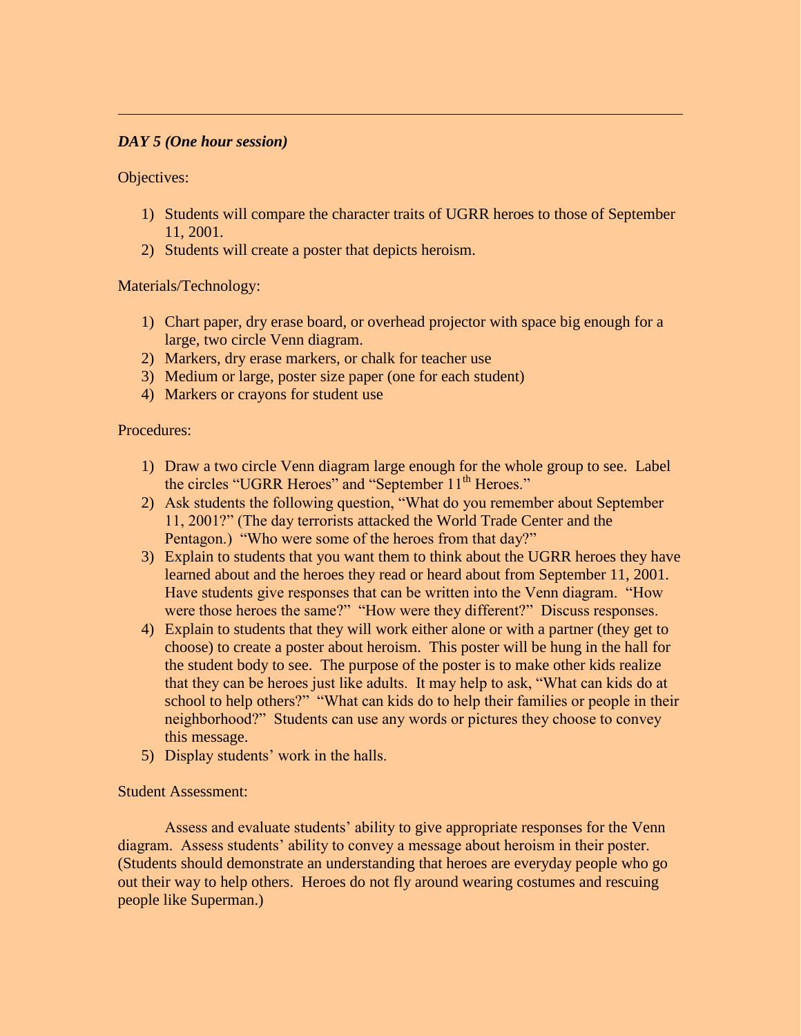---

***DAY 5 (One hour session)***

Objectives:

1) Students will compare the character traits of UGRR heroes to those of September 11, 2001.
2) Students will create a poster that depicts heroism.

Materials/Technology:

1) Chart paper, dry erase board, or overhead projector with space big enough for a large, two circle Venn diagram.
2) Markers, dry erase markers, or chalk for teacher use
3) Medium or large, poster size paper (one for each student)
4) Markers or crayons for student use

Procedures:

1) Draw a two circle Venn diagram large enough for the whole group to see. Label the circles “UGRR Heroes” and “September 11th Heroes.”
2) Ask students the following question, “What do you remember about September 11, 2001?” (The day terrorists attacked the World Trade Center and the Pentagon.) “Who were some of the heroes from that day?”
3) Explain to students that you want them to think about the UGRR heroes they have learned about and the heroes they read or heard about from September 11, 2001. Have students give responses that can be written into the Venn diagram. “How were those heroes the same?” “How were they different?” Discuss responses.
4) Explain to students that they will work either alone or with a partner (they get to choose) to create a poster about heroism. This poster will be hung in the hall for the student body to see. The purpose of the poster is to make other kids realize that they can be heroes just like adults. It may help to ask, “What can kids do at school to help others?” “What can kids do to help their families or people in their neighborhood?” Students can use any words or pictures they choose to convey this message.
5) Display students’ work in the halls.

Student Assessment:

Assess and evaluate students’ ability to give appropriate responses for the Venn diagram. Assess students’ ability to convey a message about heroism in their poster. (Students should demonstrate an understanding that heroes are everyday people who go out their way to help others. Heroes do not fly around wearing costumes and rescuing people like Superman.)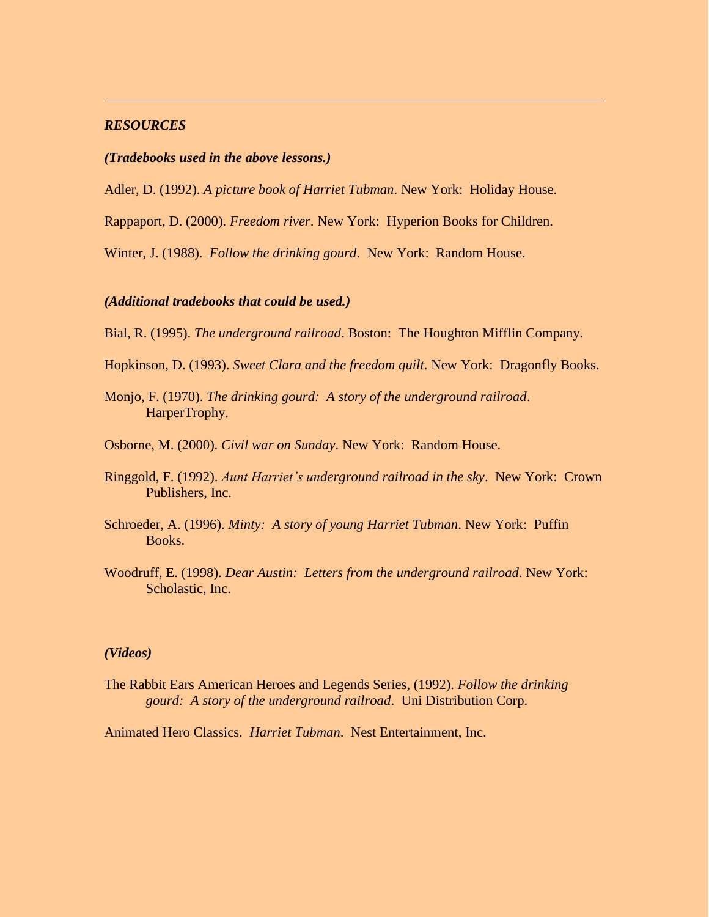---

***RESOURCES***

***(Tradebooks used in the above lessons.)***

Adler, D. (1992). *A picture book of Harriet Tubman*. New York: Holiday House.

Rappaport, D. (2000). *Freedom river*. New York: Hyperion Books for Children.

Winter, J. (1988). *Follow the drinking gourd*. New York: Random House.

***(Additional tradebooks that could be used.)***

Bial, R. (1995). *The underground railroad*. Boston: The Houghton Mifflin Company.

Hopkinson, D. (1993). *Sweet Clara and the freedom quilt*. New York: Dragonfly Books.

Monjo, F. (1970). *The drinking gourd: A story of the underground railroad*. HarperTrophy.

Osborne, M. (2000). *Civil war on Sunday*. New York: Random House.

Ringgold, F. (1992). *Aunt Harriet's underground railroad in the sky*. New York: Crown Publishers, Inc.

Schroeder, A. (1996). *Minty: A story of young Harriet Tubman*. New York: Puffin Books.

Woodruff, E. (1998). *Dear Austin: Letters from the underground railroad*. New York: Scholastic, Inc.

***(Videos)***

The Rabbit Ears American Heroes and Legends Series, (1992). *Follow the drinking gourd: A story of the underground railroad*. Uni Distribution Corp.

Animated Hero Classics. *Harriet Tubman*. Nest Entertainment, Inc.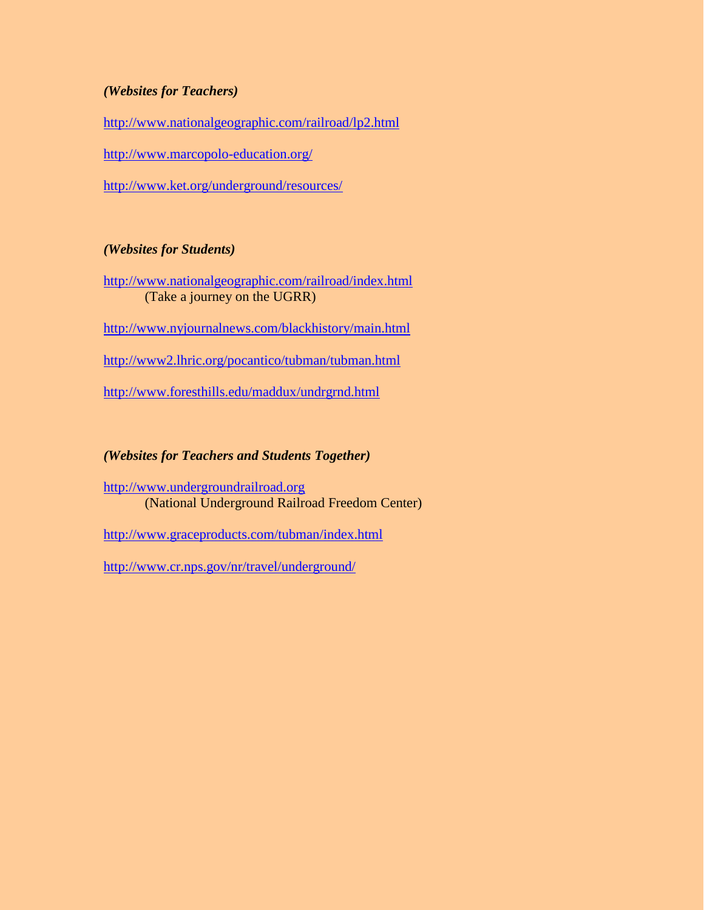***(Websites for Teachers)***

http://www.nationalgeographic.com/railroad/lp2.html

http://www.marcopolo-education.org/

http://www.ket.org/underground/resources/

***(Websites for Students)***

http://www.nationalgeographic.com/railroad/index.html
(Take a journey on the UGRR)

http://www.nyjournalnews.com/blackhistory/main.html

http://www2.lhric.org/pocantico/tubman/tubman.html

http://www.foresthills.edu/maddux/undrgrnd.html

***(Websites for Teachers and Students Together)***

http://www.undergroundrailroad.org
(National Underground Railroad Freedom Center)

http://www.graceproducts.com/tubman/index.html

http://www.cr.nps.gov/nr/travel/underground/